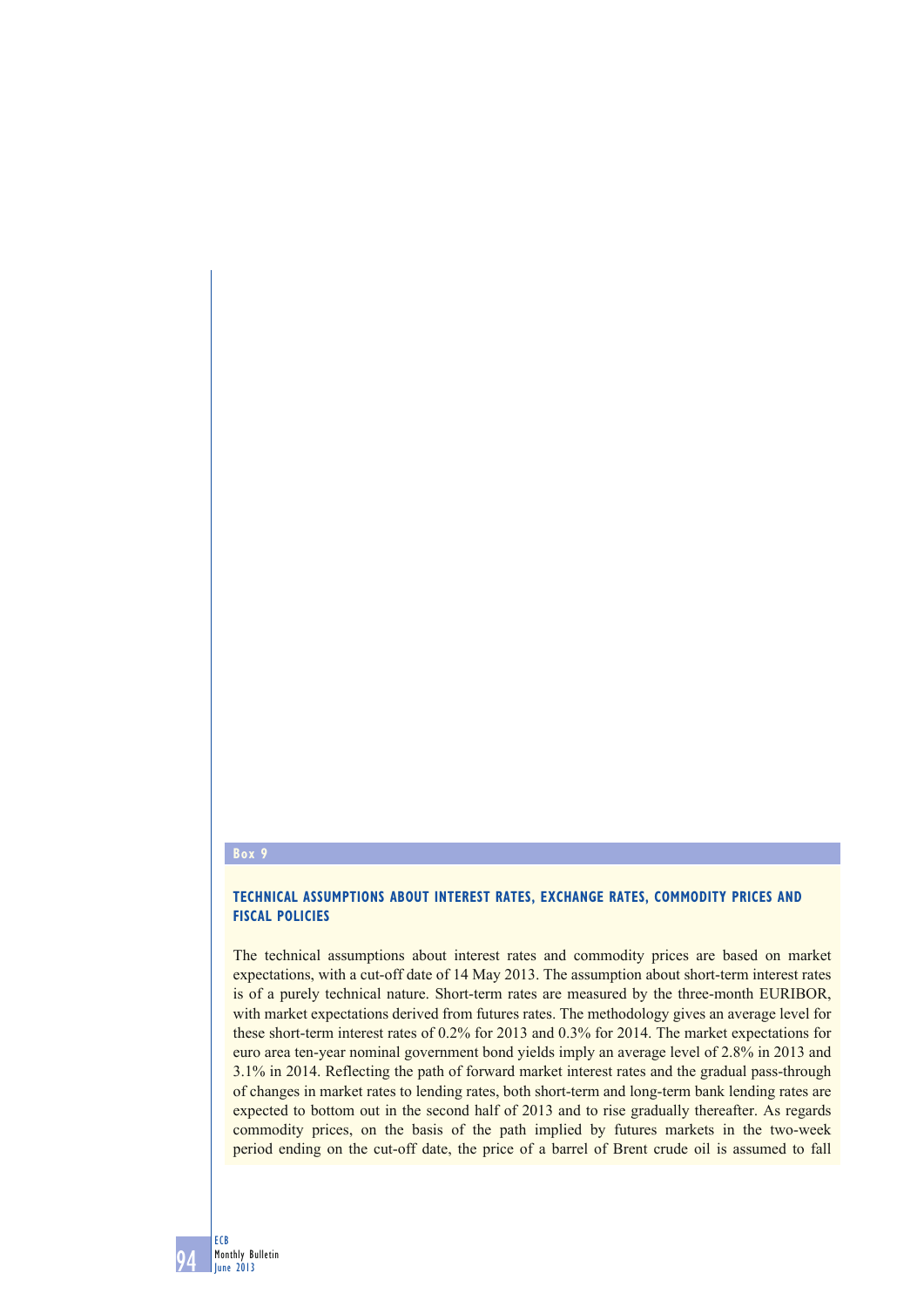Box 9

## TECHNICAL ASSUMPTIONS ABOUT INTEREST RATES, EXCHANGE RATES, COMMODITY PRICES AND FISCAL POLICIES

The technical assumptions about interest rates and commodity prices are based on market expectations, with a cut-off date of 14 May 2013. The assumption about short-term interest rates is of a purely technical nature. Short-term rates are measured by the three-month EURIBOR, with market expectations derived from futures rates. The methodology gives an average level for these short-term interest rates of 0.2% for 2013 and 0.3% for 2014. The market expectations for euro area ten-year nominal government bond yields imply an average level of 2.8% in 2013 and 3.1% in 2014. Reflecting the path of forward market interest rates and the gradual pass-through of changes in market rates to lending rates, both short-term and long-term bank lending rates are expected to bottom out in the second half of 2013 and to rise gradually thereafter. As regards commodity prices, on the basis of the path implied by futures markets in the two-week period ending on the cut-off date, the price of a barrel of Brent crude oil is assumed to fall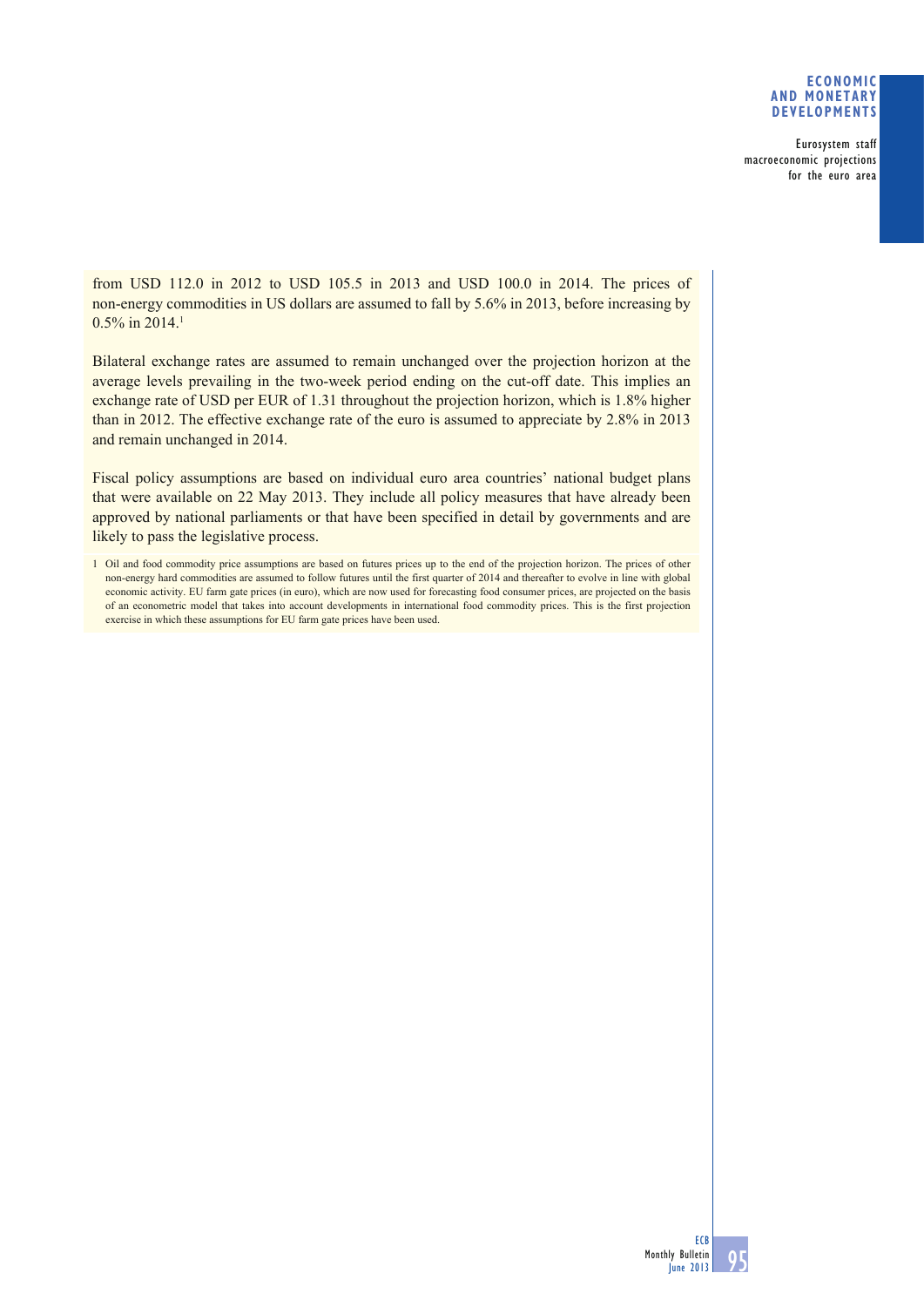from USD 112.0 in 2012 to USD 105.5 in 2013 and USD 100.0 in 2014. The prices of non-energy commodities in US dollars are assumed to fall by 5.6% in 2013, before increasing by 0.5% in 2014.[1]

Bilateral exchange rates are assumed to remain unchanged over the projection horizon at the average levels prevailing in the two-week period ending on the cut-off date. This implies an exchange rate of USD per EUR of 1.31 throughout the projection horizon, which is 1.8% higher than in 2012. The effective exchange rate of the euro is assumed to appreciate by 2.8% in 2013 and remain unchanged in 2014.

Fiscal policy assumptions are based on individual euro area countries' national budget plans that were available on 22 May 2013. They include all policy measures that have already been approved by national parliaments or that have been specified in detail by governments and are likely to pass the legislative process.

1 Oil and food commodity price assumptions are based on futures prices up to the end of the projection horizon. The prices of other non-energy hard commodities are assumed to follow futures until the first quarter of 2014 and thereafter to evolve in line with global economic activity. EU farm gate prices (in euro), which are now used for forecasting food consumer prices, are projected on the basis of an econometric model that takes into account developments in international food commodity prices. This is the first projection exercise in which these assumptions for EU farm gate prices have been used.